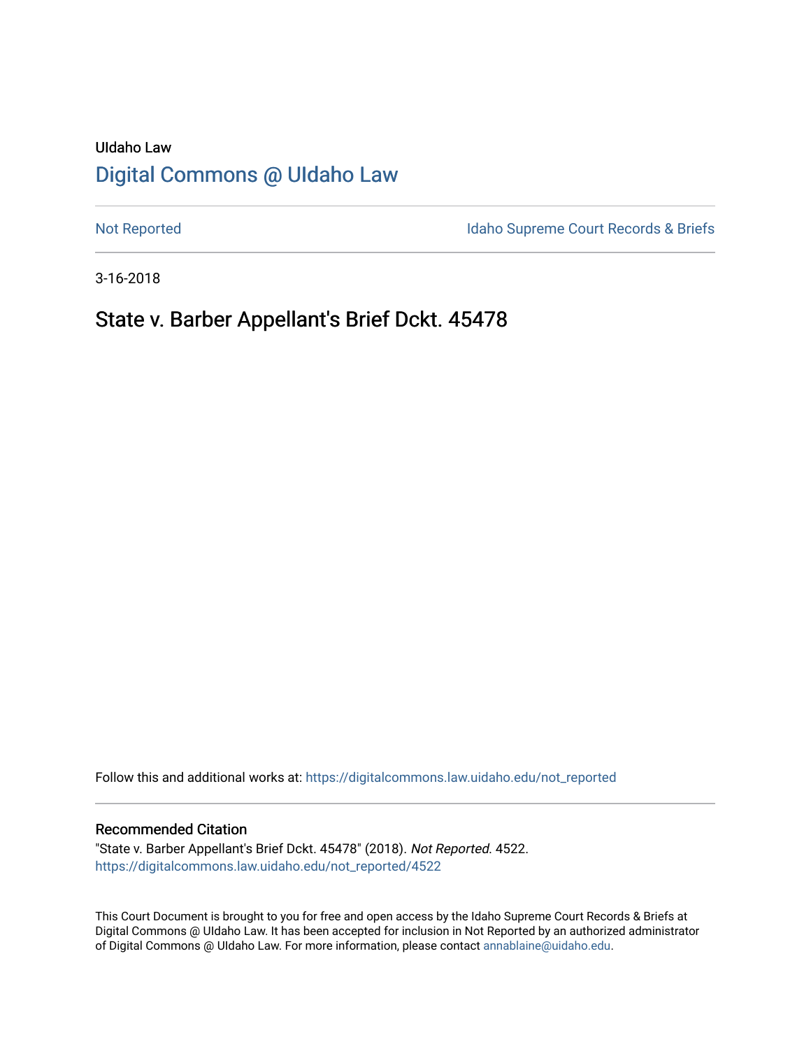UIdaho Law

# Digital Commons @ UIdaho Law

Not Reported

Idaho Supreme Court Records & Briefs

3-16-2018

## State v. Barber Appellant's Brief Dckt. 45478

Follow this and additional works at: https://digitalcommons.law.uidaho.edu/not_reported

### Recommended Citation

"State v. Barber Appellant's Brief Dckt. 45478" (2018). *Not Reported*. 4522.
https://digitalcommons.law.uidaho.edu/not_reported/4522

This Court Document is brought to you for free and open access by the Idaho Supreme Court Records & Briefs at Digital Commons @ UIdaho Law. It has been accepted for inclusion in Not Reported by an authorized administrator of Digital Commons @ UIdaho Law. For more information, please contact annablaine@uidaho.edu.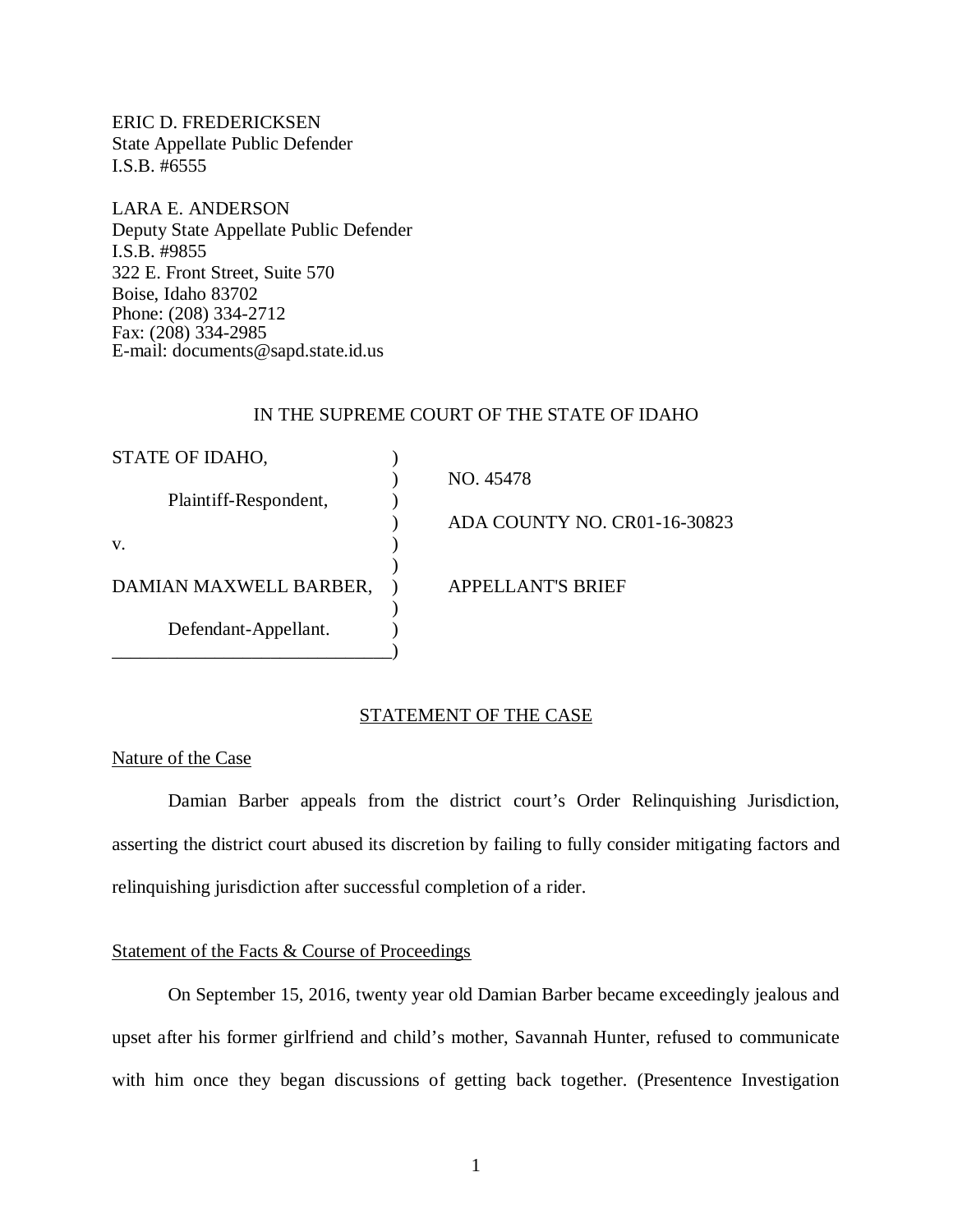ERIC D. FREDERICKSEN
State Appellate Public Defender
I.S.B. #6555

LARA E. ANDERSON
Deputy State Appellate Public Defender
I.S.B. #9855
322 E. Front Street, Suite 570
Boise, Idaho 83702
Phone: (208) 334-2712
Fax: (208) 334-2985
E-mail: documents@sapd.state.id.us

IN THE SUPREME COURT OF THE STATE OF IDAHO

| | | |
|---|---|---|
| STATE OF IDAHO, | ) | |
| | ) | NO. 45478 |
| Plaintiff-Respondent, | ) | |
| | ) | ADA COUNTY NO. CR01-16-30823 |
| v. | ) | |
| | ) | |
| DAMIAN MAXWELL BARBER, | ) | APPELLANT'S BRIEF |
| | ) | |
| Defendant-Appellant. | ) | |
| ______________________________ | ) | |

## STATEMENT OF THE CASE

### Nature of the Case

Damian Barber appeals from the district court's Order Relinquishing Jurisdiction, asserting the district court abused its discretion by failing to fully consider mitigating factors and relinquishing jurisdiction after successful completion of a rider.

### Statement of the Facts & Course of Proceedings

On September 15, 2016, twenty year old Damian Barber became exceedingly jealous and upset after his former girlfriend and child's mother, Savannah Hunter, refused to communicate with him once they began discussions of getting back together. (Presentence Investigation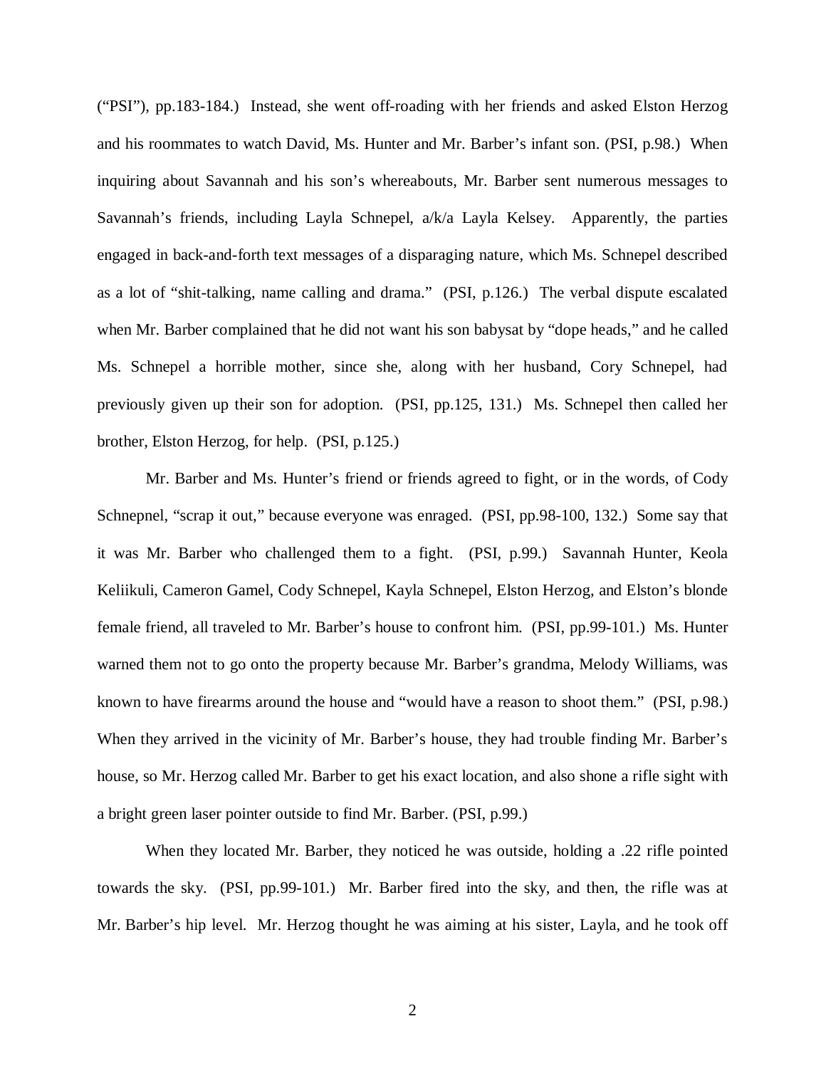("PSI"), pp.183-184.) Instead, she went off-roading with her friends and asked Elston Herzog and his roommates to watch David, Ms. Hunter and Mr. Barber's infant son. (PSI, p.98.) When inquiring about Savannah and his son's whereabouts, Mr. Barber sent numerous messages to Savannah's friends, including Layla Schnepel, a/k/a Layla Kelsey. Apparently, the parties engaged in back-and-forth text messages of a disparaging nature, which Ms. Schnepel described as a lot of "shit-talking, name calling and drama." (PSI, p.126.) The verbal dispute escalated when Mr. Barber complained that he did not want his son babysat by "dope heads," and he called Ms. Schnepel a horrible mother, since she, along with her husband, Cory Schnepel, had previously given up their son for adoption. (PSI, pp.125, 131.) Ms. Schnepel then called her brother, Elston Herzog, for help. (PSI, p.125.)

Mr. Barber and Ms. Hunter's friend or friends agreed to fight, or in the words, of Cody Schnepnel, "scrap it out," because everyone was enraged. (PSI, pp.98-100, 132.) Some say that it was Mr. Barber who challenged them to a fight. (PSI, p.99.) Savannah Hunter, Keola Keliikuli, Cameron Gamel, Cody Schnepel, Kayla Schnepel, Elston Herzog, and Elston's blonde female friend, all traveled to Mr. Barber's house to confront him. (PSI, pp.99-101.) Ms. Hunter warned them not to go onto the property because Mr. Barber's grandma, Melody Williams, was known to have firearms around the house and "would have a reason to shoot them." (PSI, p.98.) When they arrived in the vicinity of Mr. Barber's house, they had trouble finding Mr. Barber's house, so Mr. Herzog called Mr. Barber to get his exact location, and also shone a rifle sight with a bright green laser pointer outside to find Mr. Barber. (PSI, p.99.)

When they located Mr. Barber, they noticed he was outside, holding a .22 rifle pointed towards the sky. (PSI, pp.99-101.) Mr. Barber fired into the sky, and then, the rifle was at Mr. Barber's hip level. Mr. Herzog thought he was aiming at his sister, Layla, and he took off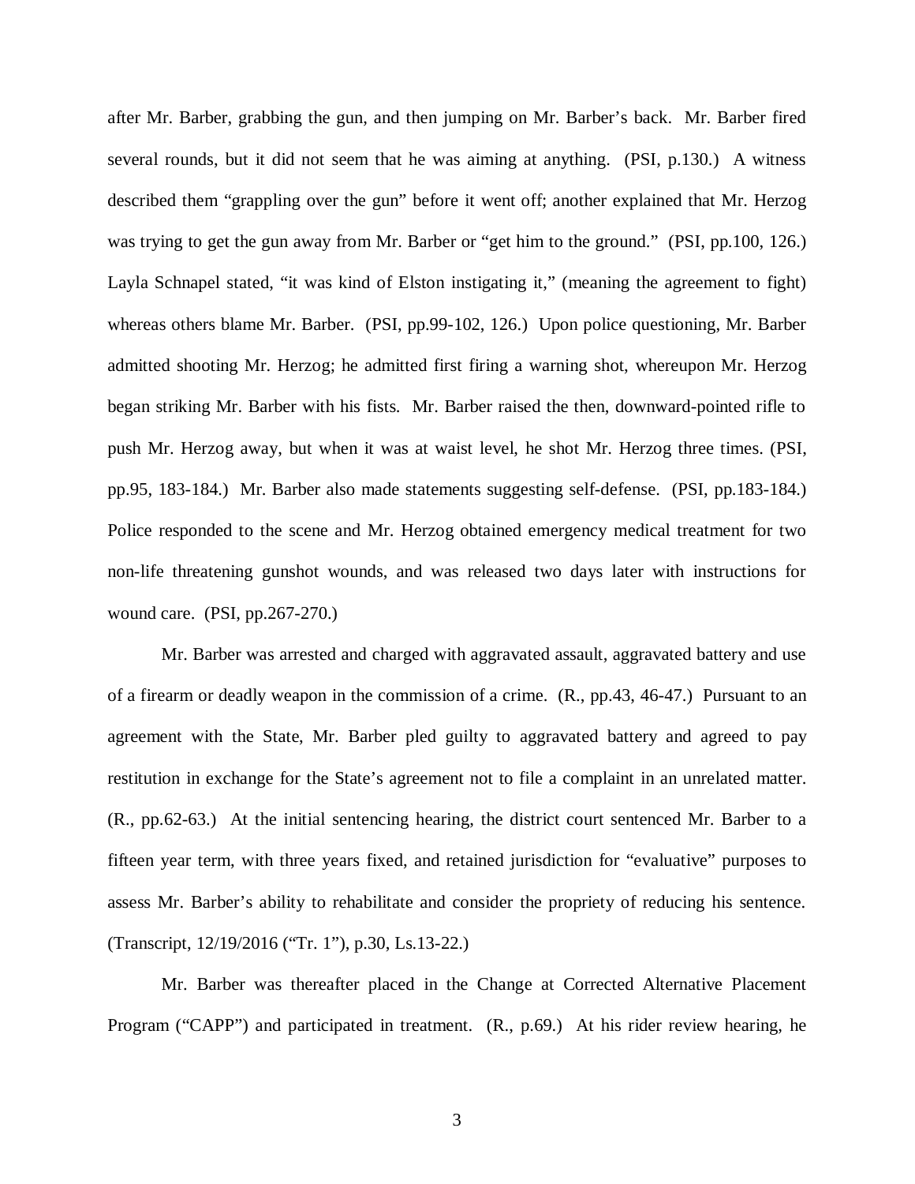after Mr. Barber, grabbing the gun, and then jumping on Mr. Barber's back. Mr. Barber fired several rounds, but it did not seem that he was aiming at anything. (PSI, p.130.) A witness described them "grappling over the gun" before it went off; another explained that Mr. Herzog was trying to get the gun away from Mr. Barber or "get him to the ground." (PSI, pp.100, 126.) Layla Schnapel stated, "it was kind of Elston instigating it," (meaning the agreement to fight) whereas others blame Mr. Barber. (PSI, pp.99-102, 126.) Upon police questioning, Mr. Barber admitted shooting Mr. Herzog; he admitted first firing a warning shot, whereupon Mr. Herzog began striking Mr. Barber with his fists. Mr. Barber raised the then, downward-pointed rifle to push Mr. Herzog away, but when it was at waist level, he shot Mr. Herzog three times. (PSI, pp.95, 183-184.) Mr. Barber also made statements suggesting self-defense. (PSI, pp.183-184.) Police responded to the scene and Mr. Herzog obtained emergency medical treatment for two non-life threatening gunshot wounds, and was released two days later with instructions for wound care. (PSI, pp.267-270.)

Mr. Barber was arrested and charged with aggravated assault, aggravated battery and use of a firearm or deadly weapon in the commission of a crime. (R., pp.43, 46-47.) Pursuant to an agreement with the State, Mr. Barber pled guilty to aggravated battery and agreed to pay restitution in exchange for the State's agreement not to file a complaint in an unrelated matter. (R., pp.62-63.) At the initial sentencing hearing, the district court sentenced Mr. Barber to a fifteen year term, with three years fixed, and retained jurisdiction for "evaluative" purposes to assess Mr. Barber's ability to rehabilitate and consider the propriety of reducing his sentence. (Transcript, 12/19/2016 ("Tr. 1"), p.30, Ls.13-22.)

Mr. Barber was thereafter placed in the Change at Corrected Alternative Placement Program ("CAPP") and participated in treatment. (R., p.69.) At his rider review hearing, he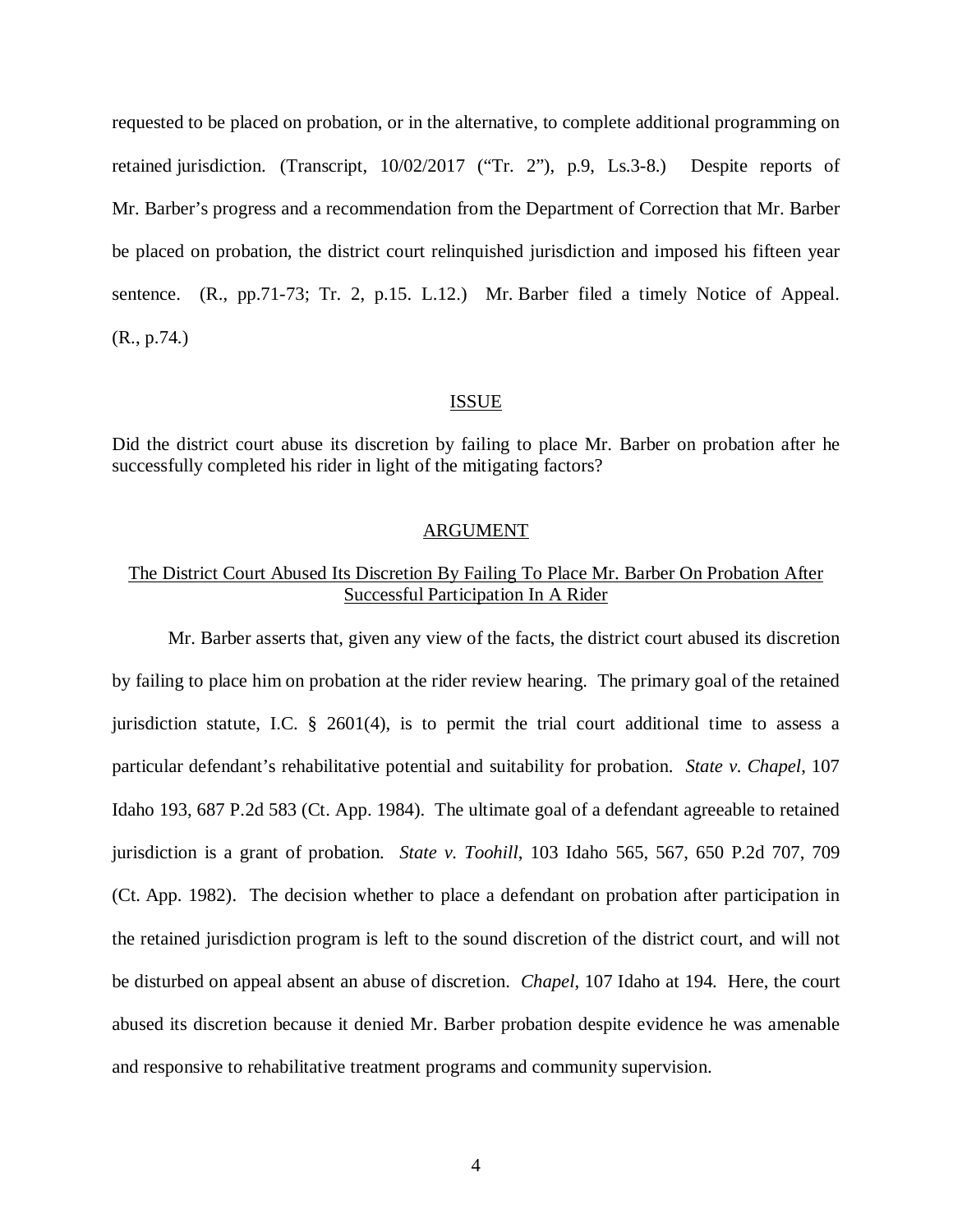requested to be placed on probation, or in the alternative, to complete additional programming on retained jurisdiction. (Transcript, 10/02/2017 ("Tr. 2"), p.9, Ls.3-8.) Despite reports of Mr. Barber's progress and a recommendation from the Department of Correction that Mr. Barber be placed on probation, the district court relinquished jurisdiction and imposed his fifteen year sentence. (R., pp.71-73; Tr. 2, p.15. L.12.) Mr. Barber filed a timely Notice of Appeal. (R., p.74.)

## ISSUE

Did the district court abuse its discretion by failing to place Mr. Barber on probation after he successfully completed his rider in light of the mitigating factors?

## ARGUMENT

### The District Court Abused Its Discretion By Failing To Place Mr. Barber On Probation After Successful Participation In A Rider

Mr. Barber asserts that, given any view of the facts, the district court abused its discretion by failing to place him on probation at the rider review hearing. The primary goal of the retained jurisdiction statute, I.C. § 2601(4), is to permit the trial court additional time to assess a particular defendant's rehabilitative potential and suitability for probation. *State v. Chapel*, 107 Idaho 193, 687 P.2d 583 (Ct. App. 1984). The ultimate goal of a defendant agreeable to retained jurisdiction is a grant of probation. *State v. Toohill*, 103 Idaho 565, 567, 650 P.2d 707, 709 (Ct. App. 1982). The decision whether to place a defendant on probation after participation in the retained jurisdiction program is left to the sound discretion of the district court, and will not be disturbed on appeal absent an abuse of discretion. *Chapel*, 107 Idaho at 194. Here, the court abused its discretion because it denied Mr. Barber probation despite evidence he was amenable and responsive to rehabilitative treatment programs and community supervision.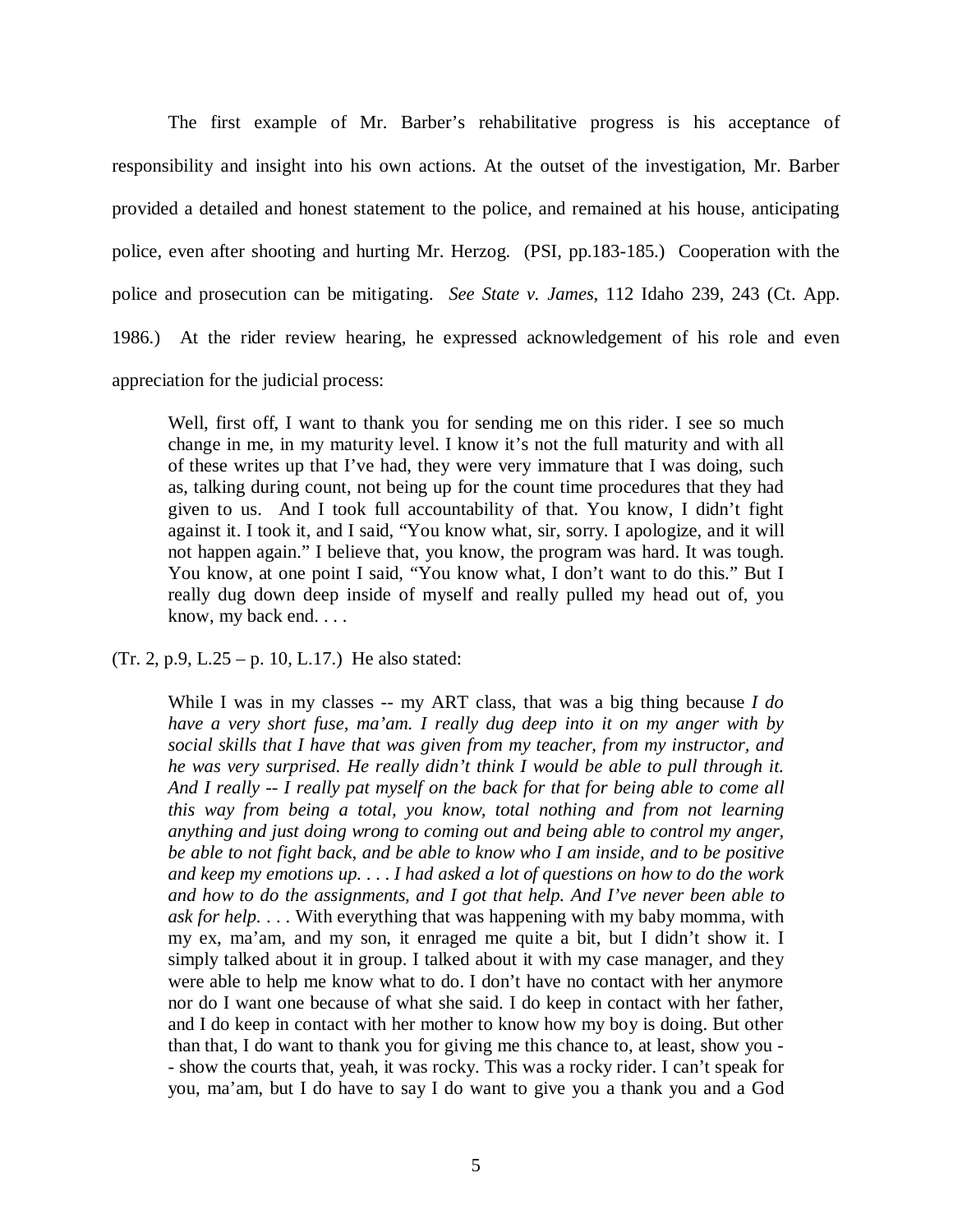The first example of Mr. Barber's rehabilitative progress is his acceptance of responsibility and insight into his own actions. At the outset of the investigation, Mr. Barber provided a detailed and honest statement to the police, and remained at his house, anticipating police, even after shooting and hurting Mr. Herzog. (PSI, pp.183-185.) Cooperation with the police and prosecution can be mitigating. *See State v. James*, 112 Idaho 239, 243 (Ct. App. 1986.) At the rider review hearing, he expressed acknowledgement of his role and even appreciation for the judicial process:

> Well, first off, I want to thank you for sending me on this rider. I see so much change in me, in my maturity level. I know it's not the full maturity and with all of these writes up that I've had, they were very immature that I was doing, such as, talking during count, not being up for the count time procedures that they had given to us. And I took full accountability of that. You know, I didn't fight against it. I took it, and I said, "You know what, sir, sorry. I apologize, and it will not happen again." I believe that, you know, the program was hard. It was tough. You know, at one point I said, "You know what, I don't want to do this." But I really dug down deep inside of myself and really pulled my head out of, you know, my back end. . . .

(Tr. 2, p.9, L.25 – p. 10, L.17.) He also stated:

> While I was in my classes -- my ART class, that was a big thing because *I do have a very short fuse, ma'am. I really dug deep into it on my anger with by social skills that I have that was given from my teacher, from my instructor, and he was very surprised. He really didn't think I would be able to pull through it. And I really -- I really pat myself on the back for that for being able to come all this way from being a total, you know, total nothing and from not learning anything and just doing wrong to coming out and being able to control my anger, be able to not fight back, and be able to know who I am inside, and to be positive and keep my emotions up. . . . I had asked a lot of questions on how to do the work and how to do the assignments, and I got that help. And I've never been able to ask for help. . . .* With everything that was happening with my baby momma, with my ex, ma'am, and my son, it enraged me quite a bit, but I didn't show it. I simply talked about it in group. I talked about it with my case manager, and they were able to help me know what to do. I don't have no contact with her anymore nor do I want one because of what she said. I do keep in contact with her father, and I do keep in contact with her mother to know how my boy is doing. But other than that, I do want to thank you for giving me this chance to, at least, show you -- show the courts that, yeah, it was rocky. This was a rocky rider. I can't speak for you, ma'am, but I do have to say I do want to give you a thank you and a God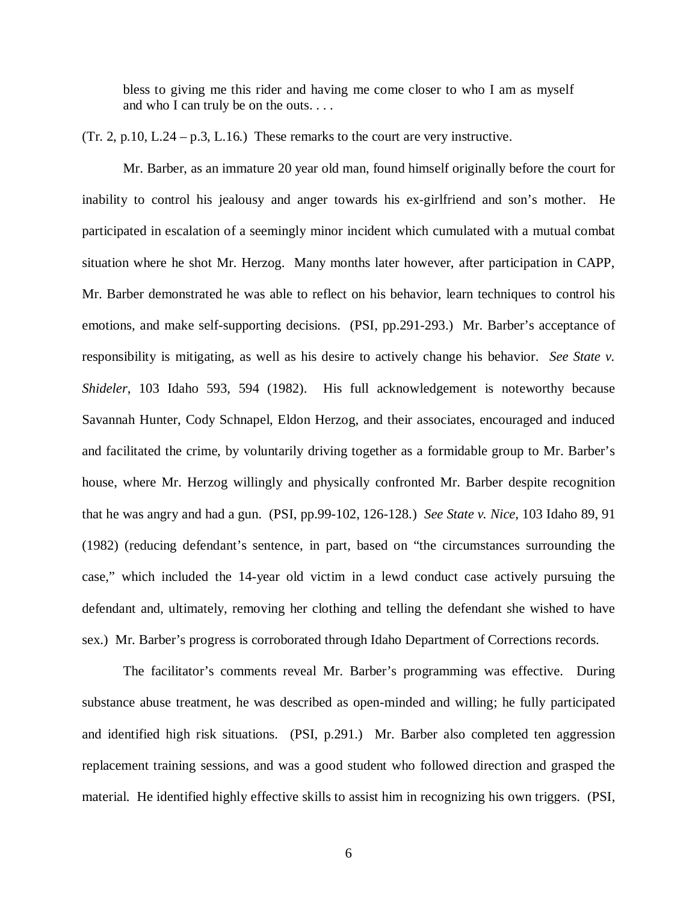> bless to giving me this rider and having me come closer to who I am as myself and who I can truly be on the outs. . . .

(Tr. 2, p.10, L.24 – p.3, L.16.) These remarks to the court are very instructive.

Mr. Barber, as an immature 20 year old man, found himself originally before the court for inability to control his jealousy and anger towards his ex-girlfriend and son's mother. He participated in escalation of a seemingly minor incident which cumulated with a mutual combat situation where he shot Mr. Herzog. Many months later however, after participation in CAPP, Mr. Barber demonstrated he was able to reflect on his behavior, learn techniques to control his emotions, and make self-supporting decisions. (PSI, pp.291-293.) Mr. Barber's acceptance of responsibility is mitigating, as well as his desire to actively change his behavior. *See State v. Shideler*, 103 Idaho 593, 594 (1982). His full acknowledgement is noteworthy because Savannah Hunter, Cody Schnapel, Eldon Herzog, and their associates, encouraged and induced and facilitated the crime, by voluntarily driving together as a formidable group to Mr. Barber's house, where Mr. Herzog willingly and physically confronted Mr. Barber despite recognition that he was angry and had a gun. (PSI, pp.99-102, 126-128.) *See State v. Nice*, 103 Idaho 89, 91 (1982) (reducing defendant's sentence, in part, based on "the circumstances surrounding the case," which included the 14-year old victim in a lewd conduct case actively pursuing the defendant and, ultimately, removing her clothing and telling the defendant she wished to have sex.) Mr. Barber's progress is corroborated through Idaho Department of Corrections records.

The facilitator's comments reveal Mr. Barber's programming was effective. During substance abuse treatment, he was described as open-minded and willing; he fully participated and identified high risk situations. (PSI, p.291.) Mr. Barber also completed ten aggression replacement training sessions, and was a good student who followed direction and grasped the material. He identified highly effective skills to assist him in recognizing his own triggers. (PSI,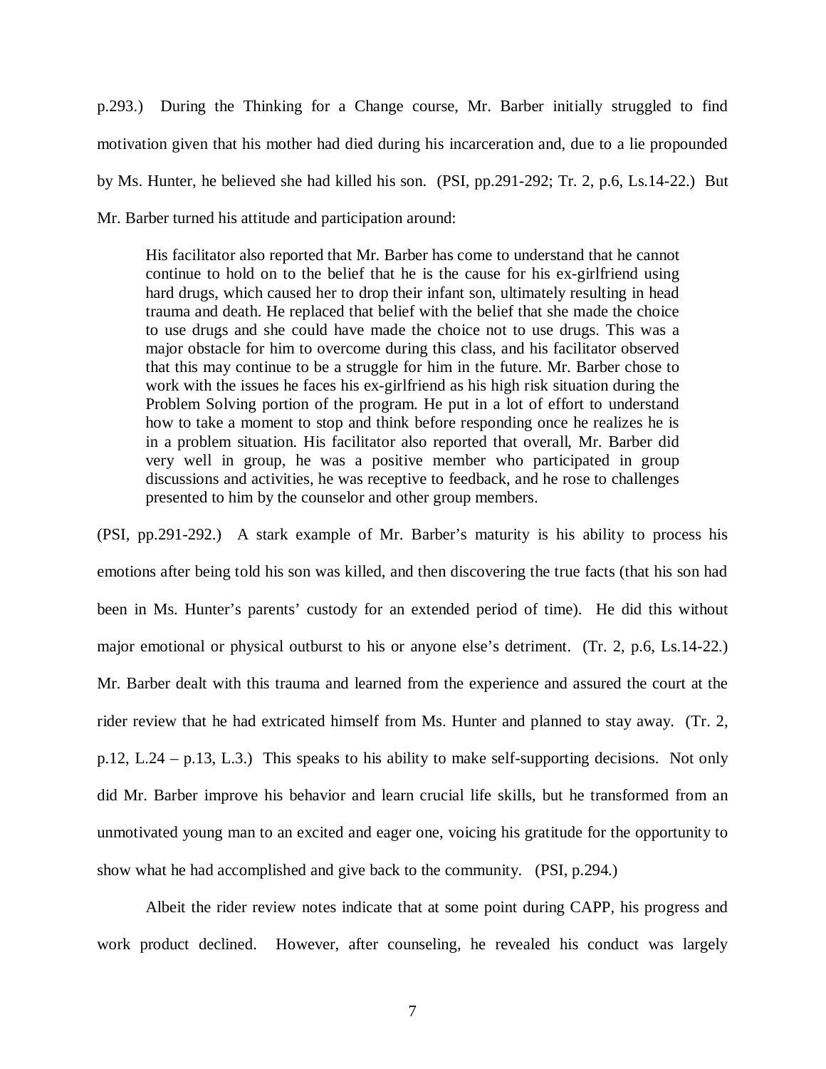p.293.) During the Thinking for a Change course, Mr. Barber initially struggled to find motivation given that his mother had died during his incarceration and, due to a lie propounded by Ms. Hunter, he believed she had killed his son. (PSI, pp.291-292; Tr. 2, p.6, Ls.14-22.) But Mr. Barber turned his attitude and participation around:

> His facilitator also reported that Mr. Barber has come to understand that he cannot continue to hold on to the belief that he is the cause for his ex-girlfriend using hard drugs, which caused her to drop their infant son, ultimately resulting in head trauma and death. He replaced that belief with the belief that she made the choice to use drugs and she could have made the choice not to use drugs. This was a major obstacle for him to overcome during this class, and his facilitator observed that this may continue to be a struggle for him in the future. Mr. Barber chose to work with the issues he faces his ex-girlfriend as his high risk situation during the Problem Solving portion of the program. He put in a lot of effort to understand how to take a moment to stop and think before responding once he realizes he is in a problem situation. His facilitator also reported that overall, Mr. Barber did very well in group, he was a positive member who participated in group discussions and activities, he was receptive to feedback, and he rose to challenges presented to him by the counselor and other group members.

(PSI, pp.291-292.) A stark example of Mr. Barber's maturity is his ability to process his emotions after being told his son was killed, and then discovering the true facts (that his son had been in Ms. Hunter's parents' custody for an extended period of time). He did this without major emotional or physical outburst to his or anyone else's detriment. (Tr. 2, p.6, Ls.14-22.) Mr. Barber dealt with this trauma and learned from the experience and assured the court at the rider review that he had extricated himself from Ms. Hunter and planned to stay away. (Tr. 2, p.12, L.24 – p.13, L.3.) This speaks to his ability to make self-supporting decisions. Not only did Mr. Barber improve his behavior and learn crucial life skills, but he transformed from an unmotivated young man to an excited and eager one, voicing his gratitude for the opportunity to show what he had accomplished and give back to the community. (PSI, p.294.)

Albeit the rider review notes indicate that at some point during CAPP, his progress and work product declined. However, after counseling, he revealed his conduct was largely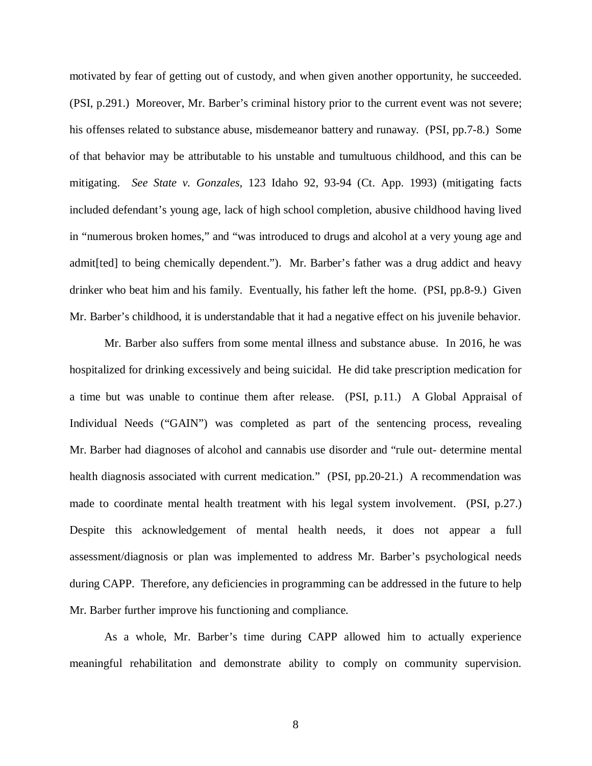motivated by fear of getting out of custody, and when given another opportunity, he succeeded. (PSI, p.291.) Moreover, Mr. Barber's criminal history prior to the current event was not severe; his offenses related to substance abuse, misdemeanor battery and runaway. (PSI, pp.7-8.) Some of that behavior may be attributable to his unstable and tumultuous childhood, and this can be mitigating. *See State v. Gonzales*, 123 Idaho 92, 93-94 (Ct. App. 1993) (mitigating facts included defendant's young age, lack of high school completion, abusive childhood having lived in "numerous broken homes," and "was introduced to drugs and alcohol at a very young age and admit[ted] to being chemically dependent."). Mr. Barber's father was a drug addict and heavy drinker who beat him and his family. Eventually, his father left the home. (PSI, pp.8-9.) Given Mr. Barber's childhood, it is understandable that it had a negative effect on his juvenile behavior.

Mr. Barber also suffers from some mental illness and substance abuse. In 2016, he was hospitalized for drinking excessively and being suicidal. He did take prescription medication for a time but was unable to continue them after release. (PSI, p.11.) A Global Appraisal of Individual Needs ("GAIN") was completed as part of the sentencing process, revealing Mr. Barber had diagnoses of alcohol and cannabis use disorder and "rule out- determine mental health diagnosis associated with current medication." (PSI, pp.20-21.) A recommendation was made to coordinate mental health treatment with his legal system involvement. (PSI, p.27.) Despite this acknowledgement of mental health needs, it does not appear a full assessment/diagnosis or plan was implemented to address Mr. Barber's psychological needs during CAPP. Therefore, any deficiencies in programming can be addressed in the future to help Mr. Barber further improve his functioning and compliance.

As a whole, Mr. Barber's time during CAPP allowed him to actually experience meaningful rehabilitation and demonstrate ability to comply on community supervision.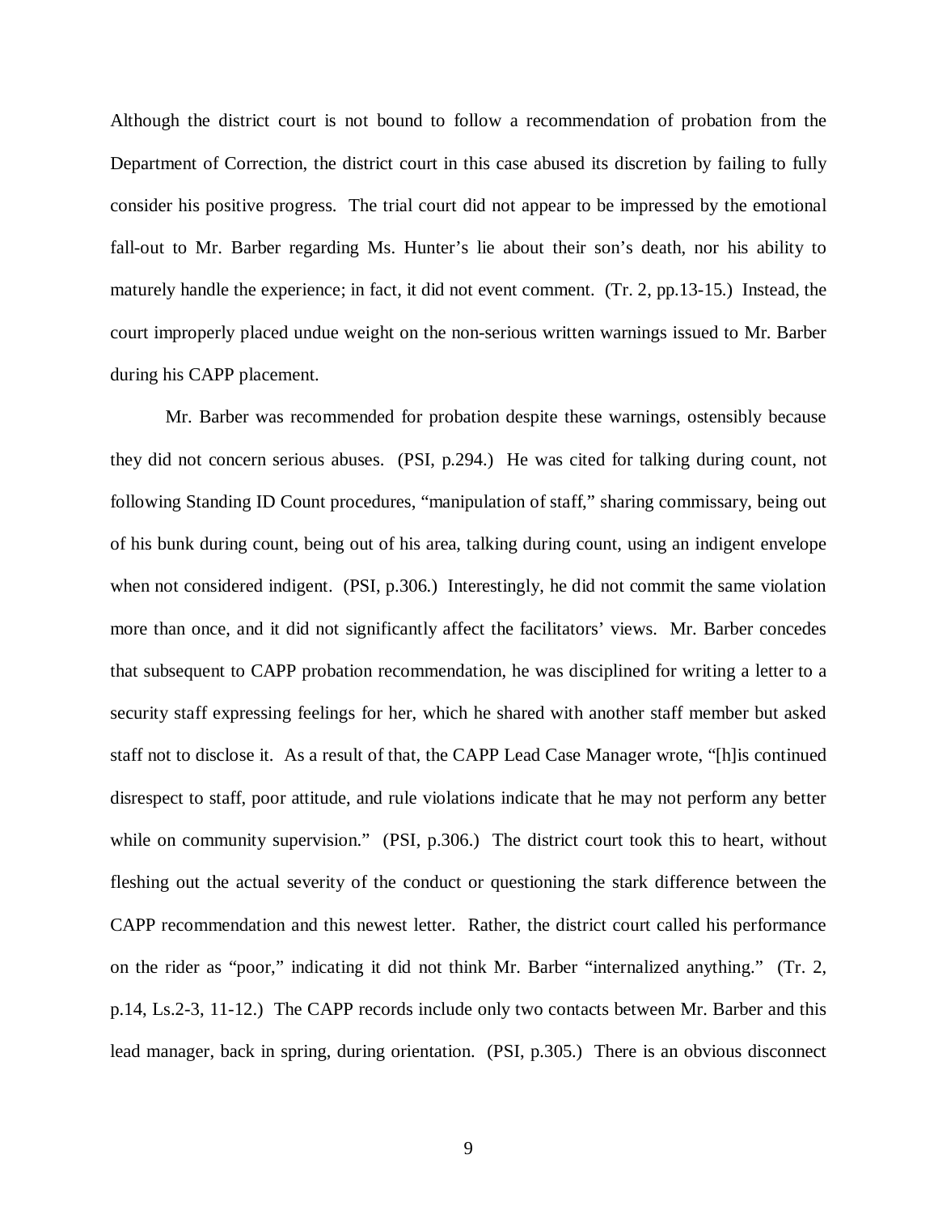Although the district court is not bound to follow a recommendation of probation from the Department of Correction, the district court in this case abused its discretion by failing to fully consider his positive progress. The trial court did not appear to be impressed by the emotional fall-out to Mr. Barber regarding Ms. Hunter's lie about their son's death, nor his ability to maturely handle the experience; in fact, it did not event comment. (Tr. 2, pp.13-15.) Instead, the court improperly placed undue weight on the non-serious written warnings issued to Mr. Barber during his CAPP placement.

Mr. Barber was recommended for probation despite these warnings, ostensibly because they did not concern serious abuses. (PSI, p.294.) He was cited for talking during count, not following Standing ID Count procedures, "manipulation of staff," sharing commissary, being out of his bunk during count, being out of his area, talking during count, using an indigent envelope when not considered indigent. (PSI, p.306.) Interestingly, he did not commit the same violation more than once, and it did not significantly affect the facilitators' views. Mr. Barber concedes that subsequent to CAPP probation recommendation, he was disciplined for writing a letter to a security staff expressing feelings for her, which he shared with another staff member but asked staff not to disclose it. As a result of that, the CAPP Lead Case Manager wrote, "[h]is continued disrespect to staff, poor attitude, and rule violations indicate that he may not perform any better while on community supervision." (PSI, p.306.) The district court took this to heart, without fleshing out the actual severity of the conduct or questioning the stark difference between the CAPP recommendation and this newest letter. Rather, the district court called his performance on the rider as "poor," indicating it did not think Mr. Barber "internalized anything." (Tr. 2, p.14, Ls.2-3, 11-12.) The CAPP records include only two contacts between Mr. Barber and this lead manager, back in spring, during orientation. (PSI, p.305.) There is an obvious disconnect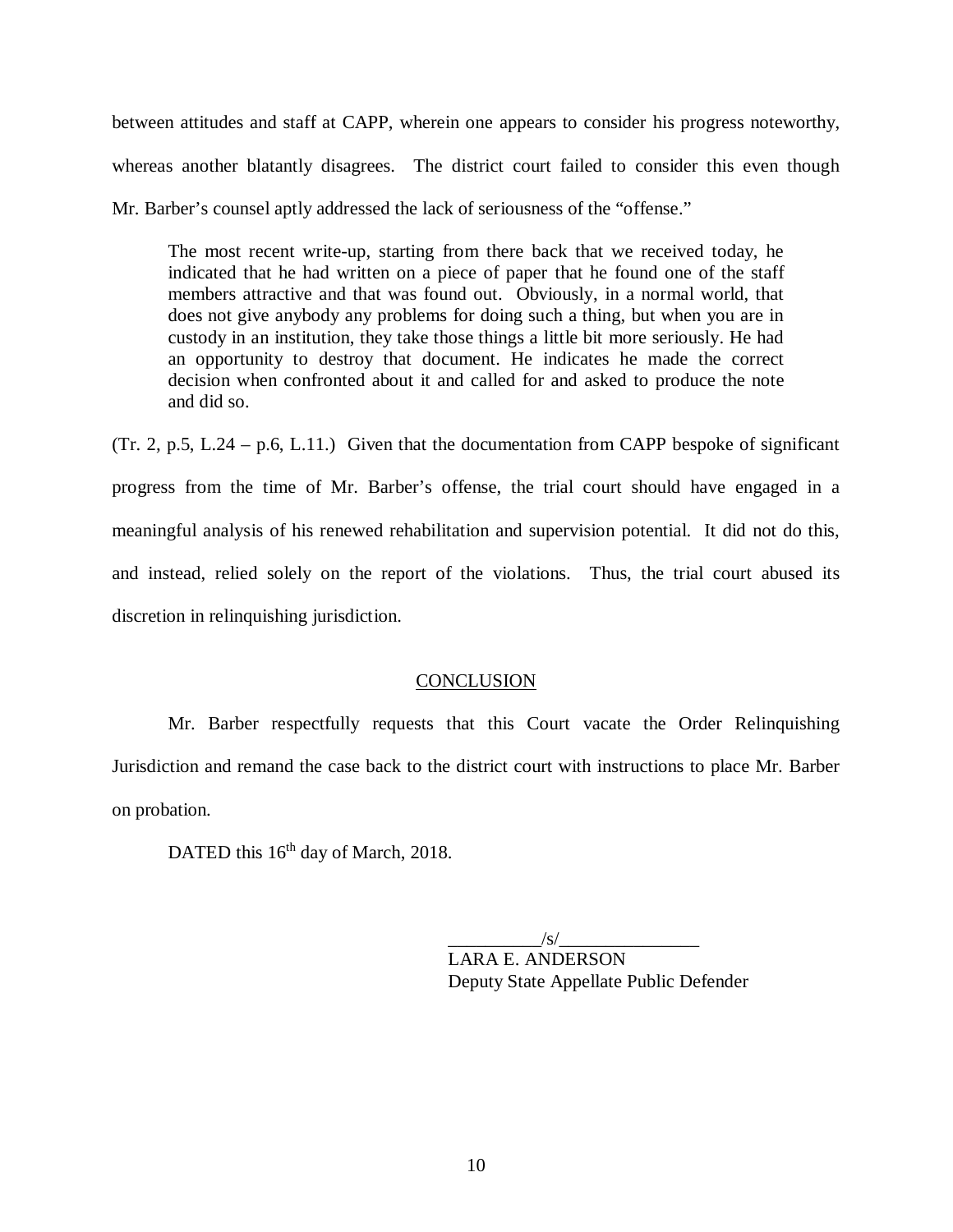between attitudes and staff at CAPP, wherein one appears to consider his progress noteworthy, whereas another blatantly disagrees. The district court failed to consider this even though Mr. Barber's counsel aptly addressed the lack of seriousness of the "offense."

> The most recent write-up, starting from there back that we received today, he indicated that he had written on a piece of paper that he found one of the staff members attractive and that was found out. Obviously, in a normal world, that does not give anybody any problems for doing such a thing, but when you are in custody in an institution, they take those things a little bit more seriously. He had an opportunity to destroy that document. He indicates he made the correct decision when confronted about it and called for and asked to produce the note and did so.

(Tr. 2, p.5, L.24 – p.6, L.11.) Given that the documentation from CAPP bespoke of significant progress from the time of Mr. Barber's offense, the trial court should have engaged in a meaningful analysis of his renewed rehabilitation and supervision potential. It did not do this, and instead, relied solely on the report of the violations. Thus, the trial court abused its discretion in relinquishing jurisdiction.

## CONCLUSION

Mr. Barber respectfully requests that this Court vacate the Order Relinquishing Jurisdiction and remand the case back to the district court with instructions to place Mr. Barber on probation.

DATED this 16th day of March, 2018.

__________/s/_______________
LARA E. ANDERSON
Deputy State Appellate Public Defender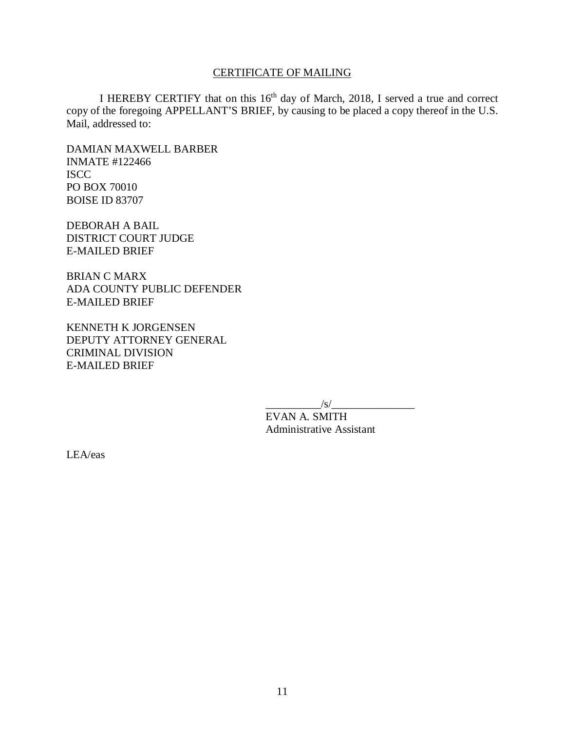## CERTIFICATE OF MAILING

I HEREBY CERTIFY that on this 16th day of March, 2018, I served a true and correct copy of the foregoing APPELLANT'S BRIEF, by causing to be placed a copy thereof in the U.S. Mail, addressed to:

DAMIAN MAXWELL BARBER
INMATE #122466
ISCC
PO BOX 70010
BOISE ID 83707

DEBORAH A BAIL
DISTRICT COURT JUDGE
E-MAILED BRIEF

BRIAN C MARX
ADA COUNTY PUBLIC DEFENDER
E-MAILED BRIEF

KENNETH K JORGENSEN
DEPUTY ATTORNEY GENERAL
CRIMINAL DIVISION
E-MAILED BRIEF

__________/s/_______________
EVAN A. SMITH
Administrative Assistant

LEA/eas